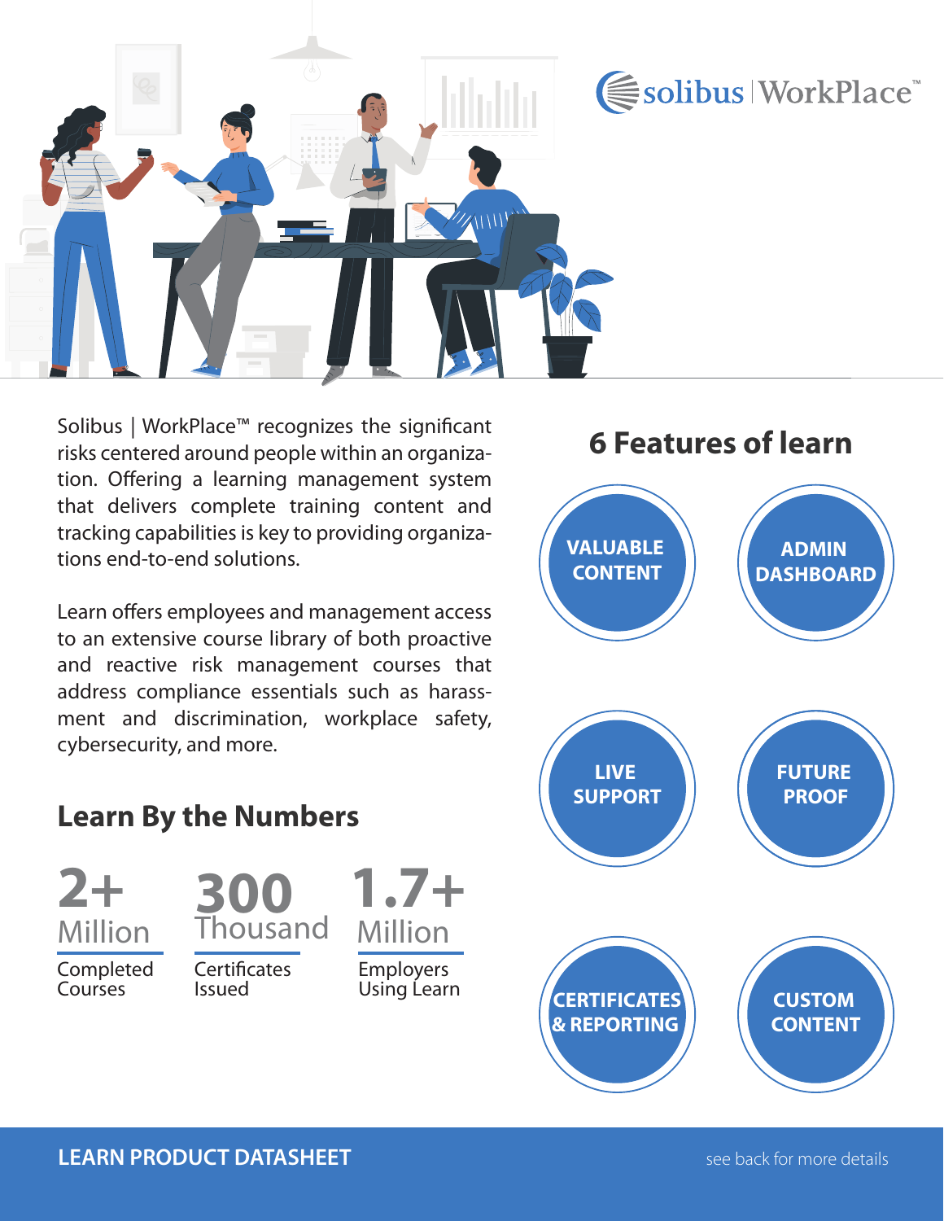solibus | WorkPlace™

Solibus | WorkPlace™ recognizes the significant risks centered around people within an organization. Offering a learning management system that delivers complete training content and tracking capabilities is key to providing organizations end-to-end solutions.

Learn offers employees and management access to an extensive course library of both proactive and reactive risk management courses that address compliance essentials such as harassment and discrimination, workplace safety, cybersecurity, and more.

## Learn By the Numbers

**2+ Million**
Completed Courses

**300 Thousand**
Certificates Issued

**1.7+ Million**
Employers Using Learn

## 6 Features of learn

- VALUABLE CONTENT
- ADMIN DASHBOARD
- LIVE SUPPORT
- FUTURE PROOF
- CERTIFICATES & REPORTING
- CUSTOM CONTENT

**LEARN PRODUCT DATASHEET**

see back for more details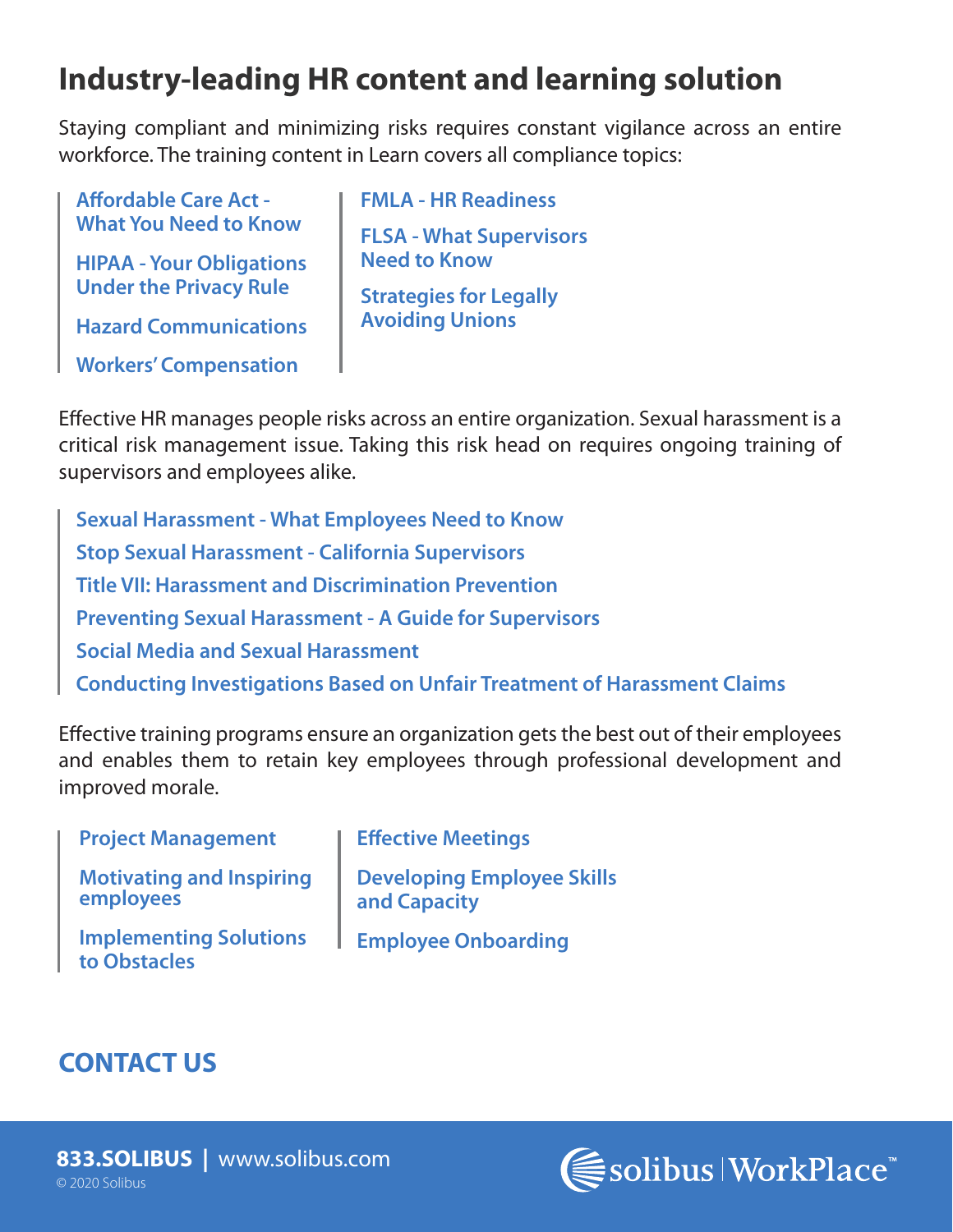# Industry-leading HR content and learning solution

Staying compliant and minimizing risks requires constant vigilance across an entire workforce. The training content in Learn covers all compliance topics:

- Affordable Care Act - What You Need to Know
- HIPAA - Your Obligations Under the Privacy Rule
- Hazard Communications
- Workers' Compensation
- FMLA - HR Readiness
- FLSA - What Supervisors Need to Know
- Strategies for Legally Avoiding Unions

Effective HR manages people risks across an entire organization. Sexual harassment is a critical risk management issue. Taking this risk head on requires ongoing training of supervisors and employees alike.

- Sexual Harassment - What Employees Need to Know
- Stop Sexual Harassment - California Supervisors
- Title VII: Harassment and Discrimination Prevention
- Preventing Sexual Harassment - A Guide for Supervisors
- Social Media and Sexual Harassment
- Conducting Investigations Based on Unfair Treatment of Harassment Claims

Effective training programs ensure an organization gets the best out of their employees and enables them to retain key employees through professional development and improved morale.

- Project Management
- Motivating and Inspiring employees
- Implementing Solutions to Obstacles
- Effective Meetings
- Developing Employee Skills and Capacity
- Employee Onboarding

## CONTACT US

**833.SOLIBUS** | www.solibus.com

© 2020 Solibus

solibus | WorkPlace™